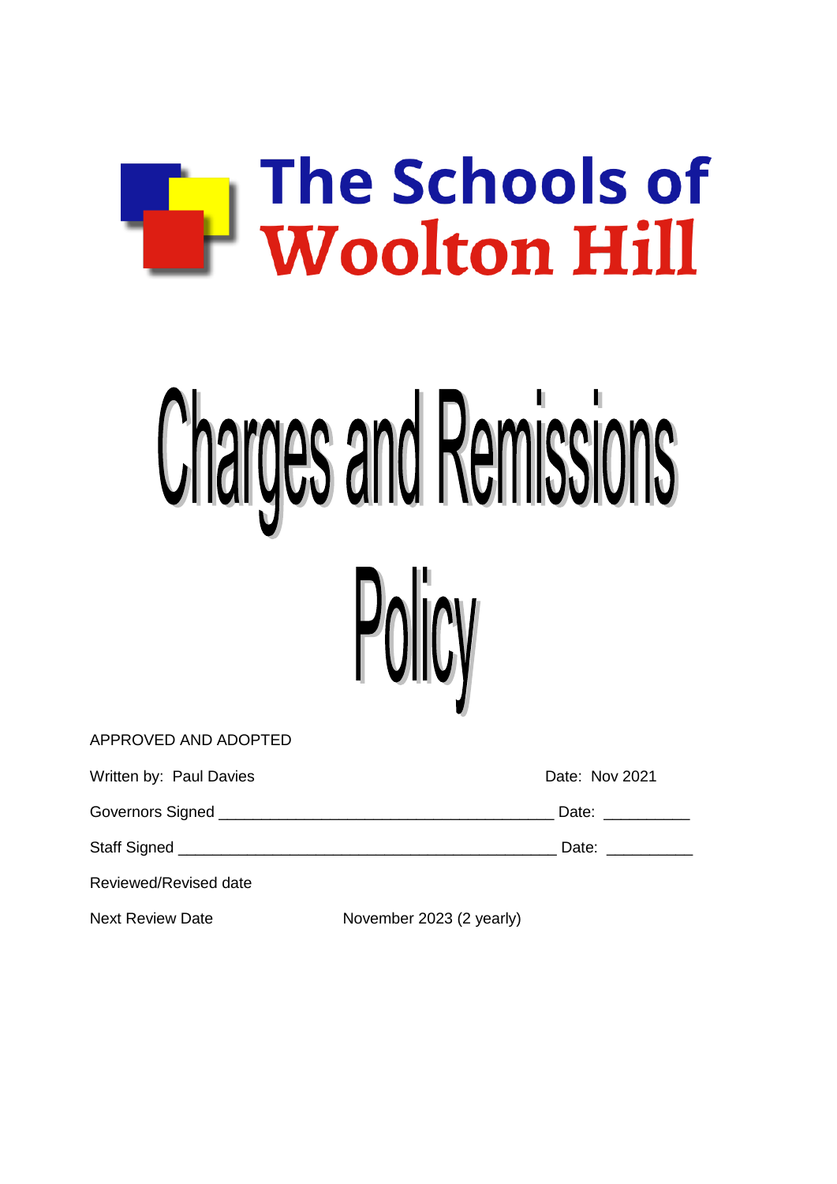The Schools of Woolton Hill

# Charges and Remissions Policy

APPROVED AND ADOPTED

Written by: Paul Davies Date: Nov 2021

Governors Signed ______________________________________ Date: __________

Staff Signed ___________________________________________ Date: __________

Reviewed/Revised date

Next Review Date November 2023 (2 yearly)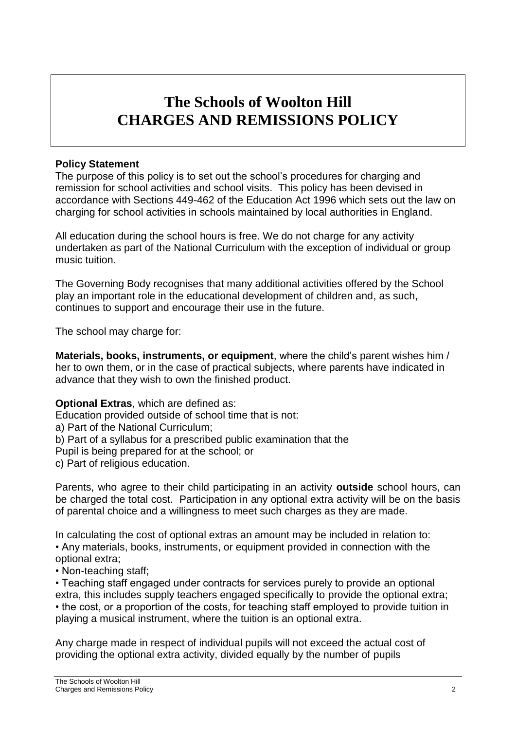# The Schools of Woolton Hill
# CHARGES AND REMISSIONS POLICY

**Policy Statement**
The purpose of this policy is to set out the school's procedures for charging and remission for school activities and school visits. This policy has been devised in accordance with Sections 449-462 of the Education Act 1996 which sets out the law on charging for school activities in schools maintained by local authorities in England.

All education during the school hours is free. We do not charge for any activity undertaken as part of the National Curriculum with the exception of individual or group music tuition.

The Governing Body recognises that many additional activities offered by the School play an important role in the educational development of children and, as such, continues to support and encourage their use in the future.

The school may charge for:

**Materials, books, instruments, or equipment**, where the child's parent wishes him / her to own them, or in the case of practical subjects, where parents have indicated in advance that they wish to own the finished product.

**Optional Extras**, which are defined as:
Education provided outside of school time that is not:
a) Part of the National Curriculum;
b) Part of a syllabus for a prescribed public examination that the
Pupil is being prepared for at the school; or
c) Part of religious education.

Parents, who agree to their child participating in an activity **outside** school hours, can be charged the total cost. Participation in any optional extra activity will be on the basis of parental choice and a willingness to meet such charges as they are made.

In calculating the cost of optional extras an amount may be included in relation to:
- Any materials, books, instruments, or equipment provided in connection with the optional extra;
- Non-teaching staff;
- Teaching staff engaged under contracts for services purely to provide an optional extra, this includes supply teachers engaged specifically to provide the optional extra;
- the cost, or a proportion of the costs, for teaching staff employed to provide tuition in playing a musical instrument, where the tuition is an optional extra.

Any charge made in respect of individual pupils will not exceed the actual cost of providing the optional extra activity, divided equally by the number of pupils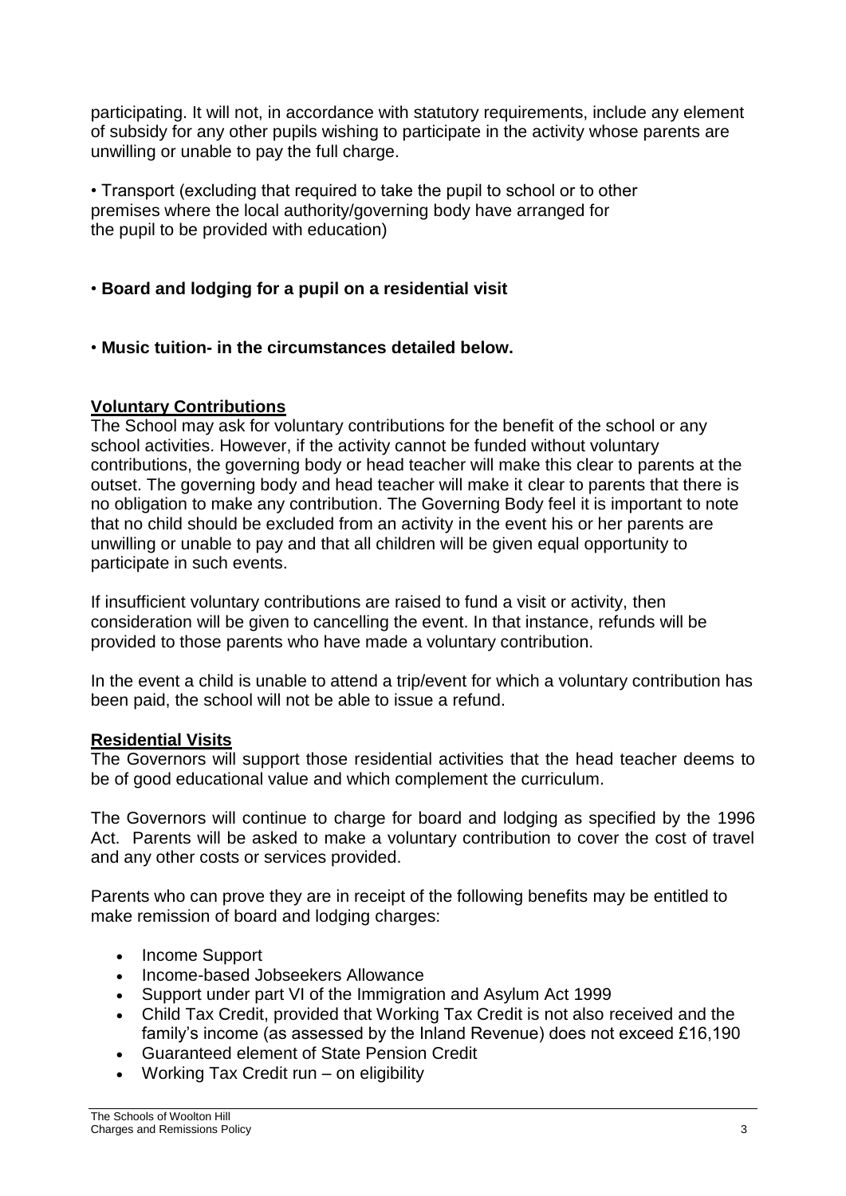participating. It will not, in accordance with statutory requirements, include any element of subsidy for any other pupils wishing to participate in the activity whose parents are unwilling or unable to pay the full charge.

• Transport (excluding that required to take the pupil to school or to other premises where the local authority/governing body have arranged for the pupil to be provided with education)

• **Board and lodging for a pupil on a residential visit**

• **Music tuition- in the circumstances detailed below.**

## Voluntary Contributions

The School may ask for voluntary contributions for the benefit of the school or any school activities. However, if the activity cannot be funded without voluntary contributions, the governing body or head teacher will make this clear to parents at the outset. The governing body and head teacher will make it clear to parents that there is no obligation to make any contribution. The Governing Body feel it is important to note that no child should be excluded from an activity in the event his or her parents are unwilling or unable to pay and that all children will be given equal opportunity to participate in such events.

If insufficient voluntary contributions are raised to fund a visit or activity, then consideration will be given to cancelling the event. In that instance, refunds will be provided to those parents who have made a voluntary contribution.

In the event a child is unable to attend a trip/event for which a voluntary contribution has been paid, the school will not be able to issue a refund.

## Residential Visits

The Governors will support those residential activities that the head teacher deems to be of good educational value and which complement the curriculum.

The Governors will continue to charge for board and lodging as specified by the 1996 Act. Parents will be asked to make a voluntary contribution to cover the cost of travel and any other costs or services provided.

Parents who can prove they are in receipt of the following benefits may be entitled to make remission of board and lodging charges:

- Income Support
- Income-based Jobseekers Allowance
- Support under part VI of the Immigration and Asylum Act 1999
- Child Tax Credit, provided that Working Tax Credit is not also received and the family's income (as assessed by the Inland Revenue) does not exceed £16,190
- Guaranteed element of State Pension Credit
- Working Tax Credit run – on eligibility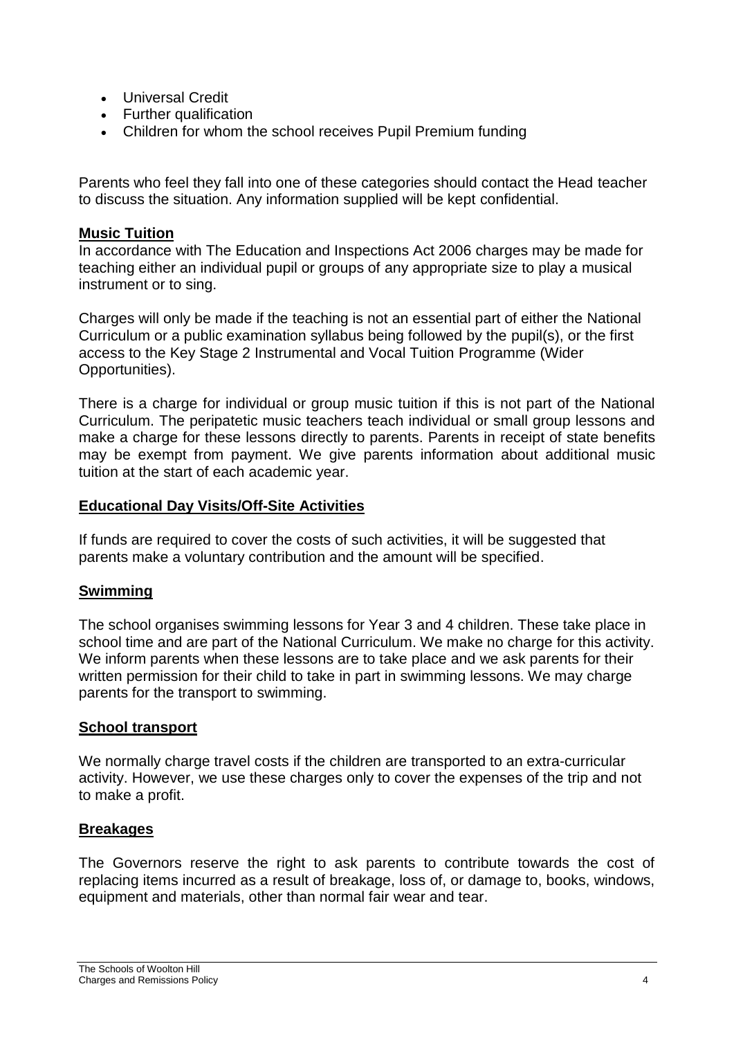- Universal Credit
- Further qualification
- Children for whom the school receives Pupil Premium funding

Parents who feel they fall into one of these categories should contact the Head teacher to discuss the situation. Any information supplied will be kept confidential.

## Music Tuition

In accordance with The Education and Inspections Act 2006 charges may be made for teaching either an individual pupil or groups of any appropriate size to play a musical instrument or to sing.

Charges will only be made if the teaching is not an essential part of either the National Curriculum or a public examination syllabus being followed by the pupil(s), or the first access to the Key Stage 2 Instrumental and Vocal Tuition Programme (Wider Opportunities).

There is a charge for individual or group music tuition if this is not part of the National Curriculum. The peripatetic music teachers teach individual or small group lessons and make a charge for these lessons directly to parents. Parents in receipt of state benefits may be exempt from payment. We give parents information about additional music tuition at the start of each academic year.

## Educational Day Visits/Off-Site Activities

If funds are required to cover the costs of such activities, it will be suggested that parents make a voluntary contribution and the amount will be specified.

## Swimming

The school organises swimming lessons for Year 3 and 4 children. These take place in school time and are part of the National Curriculum. We make no charge for this activity. We inform parents when these lessons are to take place and we ask parents for their written permission for their child to take in part in swimming lessons. We may charge parents for the transport to swimming.

## School transport

We normally charge travel costs if the children are transported to an extra-curricular activity. However, we use these charges only to cover the expenses of the trip and not to make a profit.

## Breakages

The Governors reserve the right to ask parents to contribute towards the cost of replacing items incurred as a result of breakage, loss of, or damage to, books, windows, equipment and materials, other than normal fair wear and tear.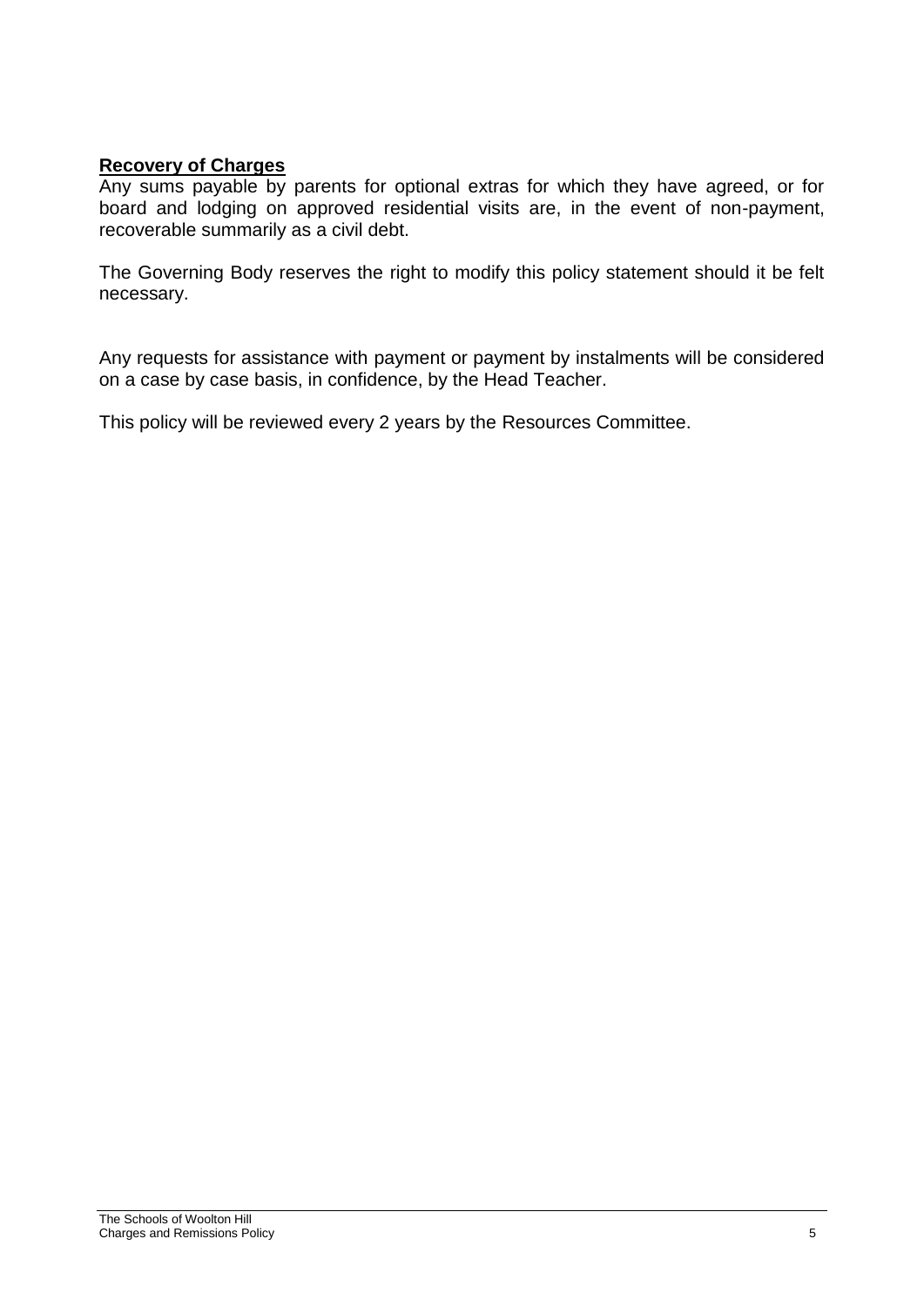**Recovery of Charges**

Any sums payable by parents for optional extras for which they have agreed, or for board and lodging on approved residential visits are, in the event of non-payment, recoverable summarily as a civil debt.

The Governing Body reserves the right to modify this policy statement should it be felt necessary.

Any requests for assistance with payment or payment by instalments will be considered on a case by case basis, in confidence, by the Head Teacher.

This policy will be reviewed every 2 years by the Resources Committee.